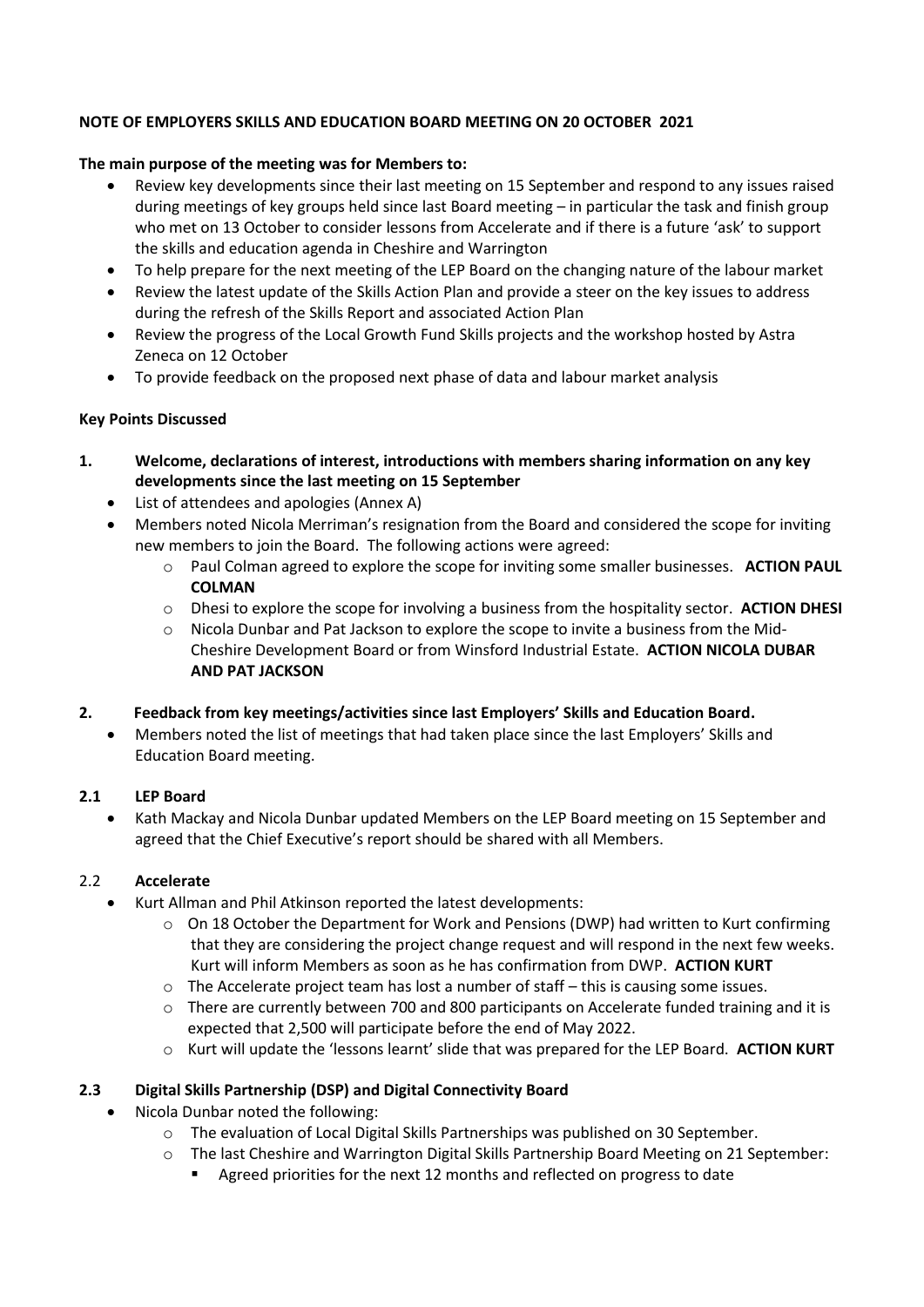**NOTE OF EMPLOYERS SKILLS AND EDUCATION BOARD MEETING ON 20 OCTOBER 2021**

**The main purpose of the meeting was for Members to:**

- Review key developments since their last meeting on 15 September and respond to any issues raised during meetings of key groups held since last Board meeting – in particular the task and finish group who met on 13 October to consider lessons from Accelerate and if there is a future 'ask' to support the skills and education agenda in Cheshire and Warrington
- To help prepare for the next meeting of the LEP Board on the changing nature of the labour market
- Review the latest update of the Skills Action Plan and provide a steer on the key issues to address during the refresh of the Skills Report and associated Action Plan
- Review the progress of the Local Growth Fund Skills projects and the workshop hosted by Astra Zeneca on 12 October
- To provide feedback on the proposed next phase of data and labour market analysis

**Key Points Discussed**

**1. Welcome, declarations of interest, introductions with members sharing information on any key developments since the last meeting on 15 September**

- List of attendees and apologies (Annex A)
- Members noted Nicola Merriman's resignation from the Board and considered the scope for inviting new members to join the Board. The following actions were agreed:
    - Paul Colman agreed to explore the scope for inviting some smaller businesses. **ACTION PAUL COLMAN**
    - Dhesi to explore the scope for involving a business from the hospitality sector. **ACTION DHESI**
    - Nicola Dunbar and Pat Jackson to explore the scope to invite a business from the Mid-Cheshire Development Board or from Winsford Industrial Estate. **ACTION NICOLA DUBAR AND PAT JACKSON**

**2. Feedback from key meetings/activities since last Employers' Skills and Education Board.**

- Members noted the list of meetings that had taken place since the last Employers' Skills and Education Board meeting.

**2.1 LEP Board**

- Kath Mackay and Nicola Dunbar updated Members on the LEP Board meeting on 15 September and agreed that the Chief Executive's report should be shared with all Members.

2.2 **Accelerate**

- Kurt Allman and Phil Atkinson reported the latest developments:
    - On 18 October the Department for Work and Pensions (DWP) had written to Kurt confirming that they are considering the project change request and will respond in the next few weeks. Kurt will inform Members as soon as he has confirmation from DWP. **ACTION KURT**
    - The Accelerate project team has lost a number of staff – this is causing some issues.
    - There are currently between 700 and 800 participants on Accelerate funded training and it is expected that 2,500 will participate before the end of May 2022.
    - Kurt will update the 'lessons learnt' slide that was prepared for the LEP Board. **ACTION KURT**

**2.3 Digital Skills Partnership (DSP) and Digital Connectivity Board**

- Nicola Dunbar noted the following:
    - The evaluation of Local Digital Skills Partnerships was published on 30 September.
    - The last Cheshire and Warrington Digital Skills Partnership Board Meeting on 21 September:
        - Agreed priorities for the next 12 months and reflected on progress to date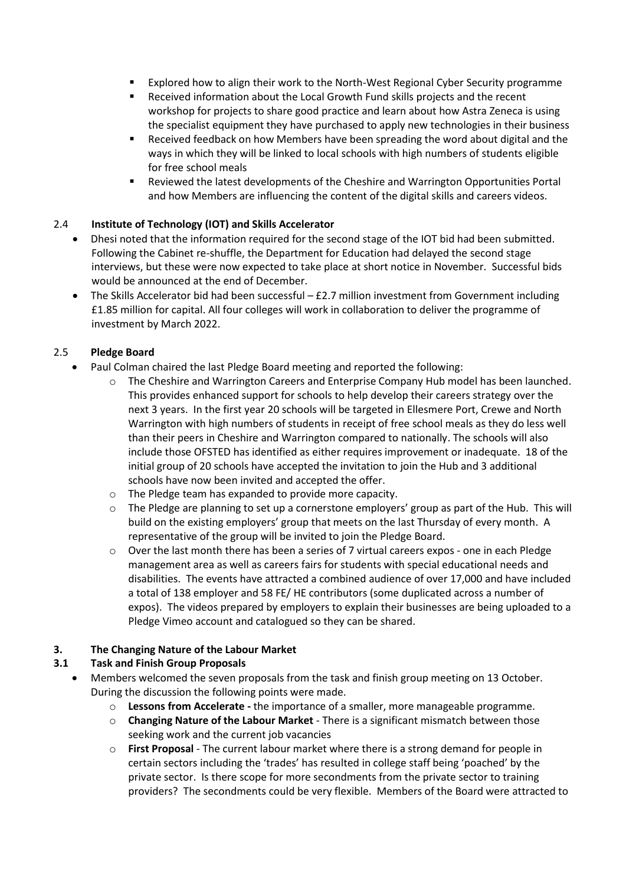- Explored how to align their work to the North-West Regional Cyber Security programme
- Received information about the Local Growth Fund skills projects and the recent workshop for projects to share good practice and learn about how Astra Zeneca is using the specialist equipment they have purchased to apply new technologies in their business
- Received feedback on how Members have been spreading the word about digital and the ways in which they will be linked to local schools with high numbers of students eligible for free school meals
- Reviewed the latest developments of the Cheshire and Warrington Opportunities Portal and how Members are influencing the content of the digital skills and careers videos.

### 2.4 Institute of Technology (IOT) and Skills Accelerator

- Dhesi noted that the information required for the second stage of the IOT bid had been submitted. Following the Cabinet re-shuffle, the Department for Education had delayed the second stage interviews, but these were now expected to take place at short notice in November. Successful bids would be announced at the end of December.
- The Skills Accelerator bid had been successful – £2.7 million investment from Government including £1.85 million for capital. All four colleges will work in collaboration to deliver the programme of investment by March 2022.

### 2.5 Pledge Board

- Paul Colman chaired the last Pledge Board meeting and reported the following:
  - The Cheshire and Warrington Careers and Enterprise Company Hub model has been launched. This provides enhanced support for schools to help develop their careers strategy over the next 3 years. In the first year 20 schools will be targeted in Ellesmere Port, Crewe and North Warrington with high numbers of students in receipt of free school meals as they do less well than their peers in Cheshire and Warrington compared to nationally. The schools will also include those OFSTED has identified as either requires improvement or inadequate. 18 of the initial group of 20 schools have accepted the invitation to join the Hub and 3 additional schools have now been invited and accepted the offer.
  - The Pledge team has expanded to provide more capacity.
  - The Pledge are planning to set up a cornerstone employers' group as part of the Hub. This will build on the existing employers' group that meets on the last Thursday of every month. A representative of the group will be invited to join the Pledge Board.
  - Over the last month there has been a series of 7 virtual careers expos - one in each Pledge management area as well as careers fairs for students with special educational needs and disabilities. The events have attracted a combined audience of over 17,000 and have included a total of 138 employer and 58 FE/ HE contributors (some duplicated across a number of expos). The videos prepared by employers to explain their businesses are being uploaded to a Pledge Vimeo account and catalogued so they can be shared.

## 3. The Changing Nature of the Labour Market

### 3.1 Task and Finish Group Proposals

- Members welcomed the seven proposals from the task and finish group meeting on 13 October. During the discussion the following points were made.
  - **Lessons from Accelerate -** the importance of a smaller, more manageable programme.
  - **Changing Nature of the Labour Market** - There is a significant mismatch between those seeking work and the current job vacancies
  - **First Proposal** - The current labour market where there is a strong demand for people in certain sectors including the 'trades' has resulted in college staff being 'poached' by the private sector. Is there scope for more secondments from the private sector to training providers? The secondments could be very flexible. Members of the Board were attracted to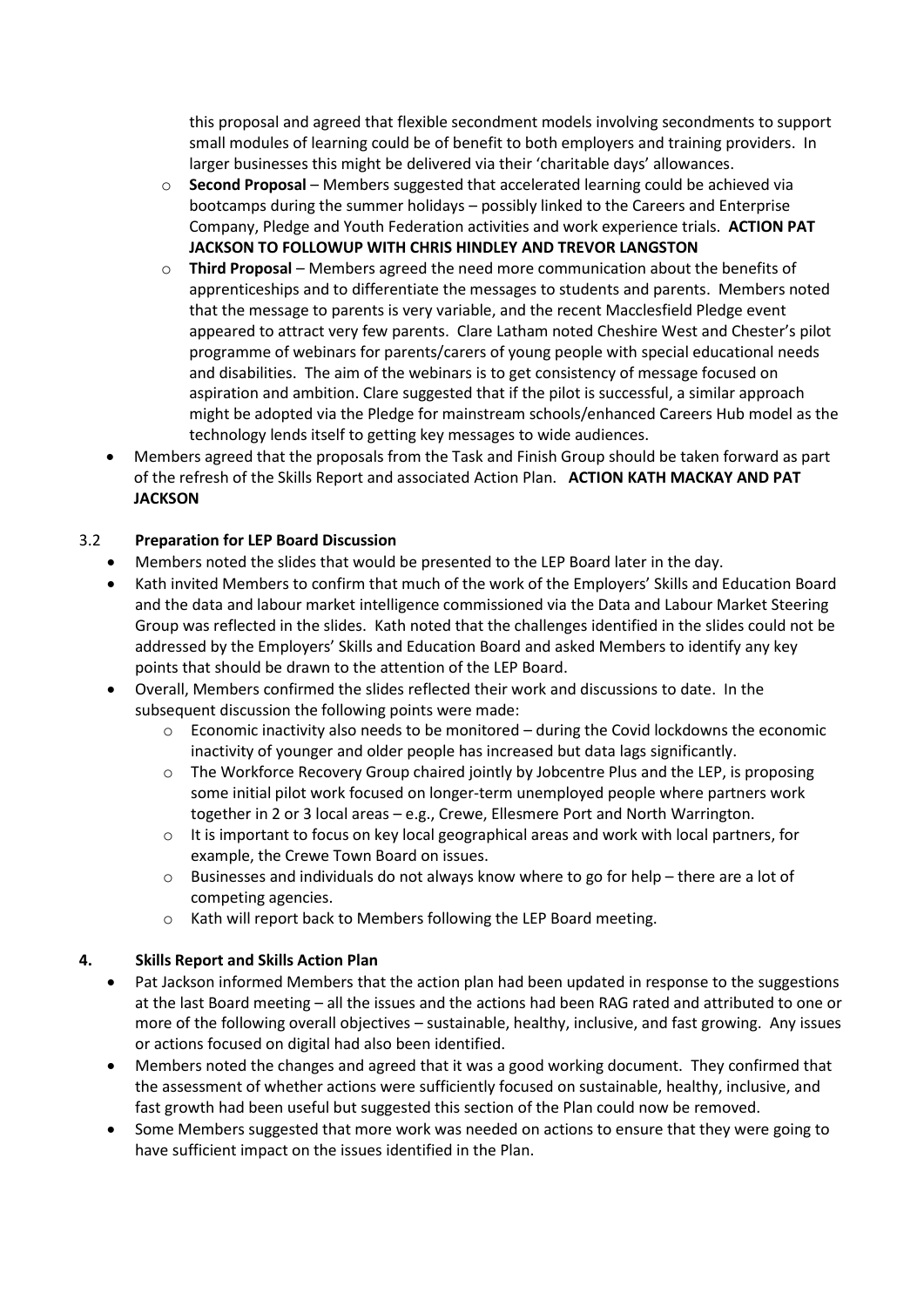this proposal and agreed that flexible secondment models involving secondments to support small modules of learning could be of benefit to both employers and training providers. In larger businesses this might be delivered via their 'charitable days' allowances.

  - **Second Proposal** – Members suggested that accelerated learning could be achieved via bootcamps during the summer holidays – possibly linked to the Careers and Enterprise Company, Pledge and Youth Federation activities and work experience trials. **ACTION PAT JACKSON TO FOLLOWUP WITH CHRIS HINDLEY AND TREVOR LANGSTON**
  - **Third Proposal** – Members agreed the need more communication about the benefits of apprenticeships and to differentiate the messages to students and parents. Members noted that the message to parents is very variable, and the recent Macclesfield Pledge event appeared to attract very few parents. Clare Latham noted Cheshire West and Chester's pilot programme of webinars for parents/carers of young people with special educational needs and disabilities. The aim of the webinars is to get consistency of message focused on aspiration and ambition. Clare suggested that if the pilot is successful, a similar approach might be adopted via the Pledge for mainstream schools/enhanced Careers Hub model as the technology lends itself to getting key messages to wide audiences.
- Members agreed that the proposals from the Task and Finish Group should be taken forward as part of the refresh of the Skills Report and associated Action Plan. **ACTION KATH MACKAY AND PAT JACKSON**

### 3.2 Preparation for LEP Board Discussion

- Members noted the slides that would be presented to the LEP Board later in the day.
- Kath invited Members to confirm that much of the work of the Employers' Skills and Education Board and the data and labour market intelligence commissioned via the Data and Labour Market Steering Group was reflected in the slides. Kath noted that the challenges identified in the slides could not be addressed by the Employers' Skills and Education Board and asked Members to identify any key points that should be drawn to the attention of the LEP Board.
- Overall, Members confirmed the slides reflected their work and discussions to date. In the subsequent discussion the following points were made:
  - Economic inactivity also needs to be monitored – during the Covid lockdowns the economic inactivity of younger and older people has increased but data lags significantly.
  - The Workforce Recovery Group chaired jointly by Jobcentre Plus and the LEP, is proposing some initial pilot work focused on longer-term unemployed people where partners work together in 2 or 3 local areas – e.g., Crewe, Ellesmere Port and North Warrington.
  - It is important to focus on key local geographical areas and work with local partners, for example, the Crewe Town Board on issues.
  - Businesses and individuals do not always know where to go for help – there are a lot of competing agencies.
  - Kath will report back to Members following the LEP Board meeting.

## 4. Skills Report and Skills Action Plan

- Pat Jackson informed Members that the action plan had been updated in response to the suggestions at the last Board meeting – all the issues and the actions had been RAG rated and attributed to one or more of the following overall objectives – sustainable, healthy, inclusive, and fast growing. Any issues or actions focused on digital had also been identified.
- Members noted the changes and agreed that it was a good working document. They confirmed that the assessment of whether actions were sufficiently focused on sustainable, healthy, inclusive, and fast growth had been useful but suggested this section of the Plan could now be removed.
- Some Members suggested that more work was needed on actions to ensure that they were going to have sufficient impact on the issues identified in the Plan.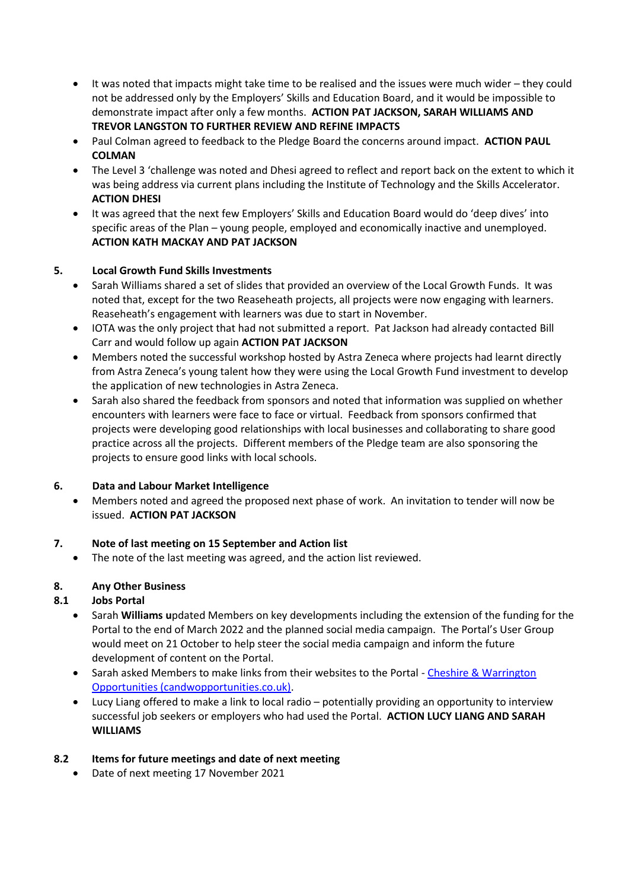- It was noted that impacts might take time to be realised and the issues were much wider – they could not be addressed only by the Employers' Skills and Education Board, and it would be impossible to demonstrate impact after only a few months. **ACTION PAT JACKSON, SARAH WILLIAMS AND TREVOR LANGSTON TO FURTHER REVIEW AND REFINE IMPACTS**
- Paul Colman agreed to feedback to the Pledge Board the concerns around impact. **ACTION PAUL COLMAN**
- The Level 3 'challenge was noted and Dhesi agreed to reflect and report back on the extent to which it was being address via current plans including the Institute of Technology and the Skills Accelerator. **ACTION DHESI**
- It was agreed that the next few Employers' Skills and Education Board would do 'deep dives' into specific areas of the Plan – young people, employed and economically inactive and unemployed. **ACTION KATH MACKAY AND PAT JACKSON**

## 5. Local Growth Fund Skills Investments

- Sarah Williams shared a set of slides that provided an overview of the Local Growth Funds. It was noted that, except for the two Reaseheath projects, all projects were now engaging with learners. Reaseheath's engagement with learners was due to start in November.
- IOTA was the only project that had not submitted a report. Pat Jackson had already contacted Bill Carr and would follow up again **ACTION PAT JACKSON**
- Members noted the successful workshop hosted by Astra Zeneca where projects had learnt directly from Astra Zeneca's young talent how they were using the Local Growth Fund investment to develop the application of new technologies in Astra Zeneca.
- Sarah also shared the feedback from sponsors and noted that information was supplied on whether encounters with learners were face to face or virtual. Feedback from sponsors confirmed that projects were developing good relationships with local businesses and collaborating to share good practice across all the projects. Different members of the Pledge team are also sponsoring the projects to ensure good links with local schools.

## 6. Data and Labour Market Intelligence

- Members noted and agreed the proposed next phase of work. An invitation to tender will now be issued. **ACTION PAT JACKSON**

## 7. Note of last meeting on 15 September and Action list

- The note of the last meeting was agreed, and the action list reviewed.

## 8. Any Other Business

### 8.1 Jobs Portal

- Sarah **Williams u**pdated Members on key developments including the extension of the funding for the Portal to the end of March 2022 and the planned social media campaign. The Portal's User Group would meet on 21 October to help steer the social media campaign and inform the future development of content on the Portal.
- Sarah asked Members to make links from their websites to the Portal - [Cheshire & Warrington Opportunities (candwopportunities.co.uk)](candwopportunities.co.uk).
- Lucy Liang offered to make a link to local radio – potentially providing an opportunity to interview successful job seekers or employers who had used the Portal. **ACTION LUCY LIANG AND SARAH WILLIAMS**

### 8.2 Items for future meetings and date of next meeting

- Date of next meeting 17 November 2021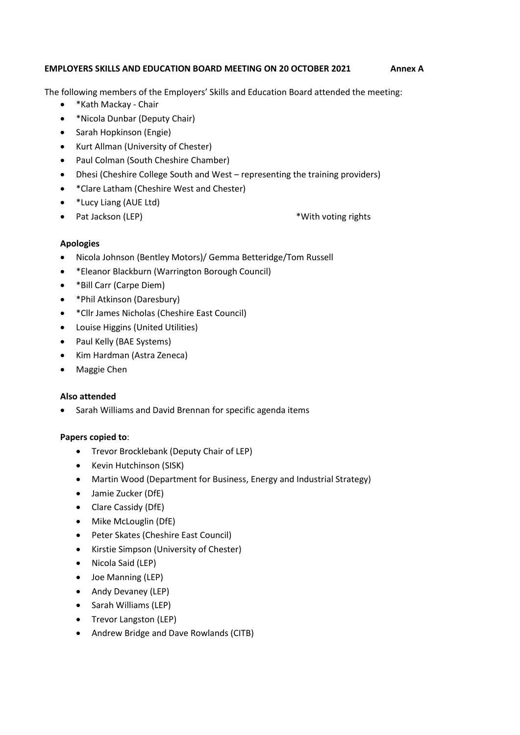**EMPLOYERS SKILLS AND EDUCATION BOARD MEETING ON 20 OCTOBER 2021 Annex A**

The following members of the Employers' Skills and Education Board attended the meeting:

- *Kath Mackay - Chair
- *Nicola Dunbar (Deputy Chair)
- Sarah Hopkinson (Engie)
- Kurt Allman (University of Chester)
- Paul Colman (South Cheshire Chamber)
- Dhesi (Cheshire College South and West – representing the training providers)
- *Clare Latham (Cheshire West and Chester)
- *Lucy Liang (AUE Ltd)
- Pat Jackson (LEP)

*With voting rights

**Apologies**

- Nicola Johnson (Bentley Motors)/ Gemma Betteridge/Tom Russell
- *Eleanor Blackburn (Warrington Borough Council)
- *Bill Carr (Carpe Diem)
- *Phil Atkinson (Daresbury)
- *Cllr James Nicholas (Cheshire East Council)
- Louise Higgins (United Utilities)
- Paul Kelly (BAE Systems)
- Kim Hardman (Astra Zeneca)
- Maggie Chen

**Also attended**

- Sarah Williams and David Brennan for specific agenda items

**Papers copied to**:

- Trevor Brocklebank (Deputy Chair of LEP)
- Kevin Hutchinson (SISK)
- Martin Wood (Department for Business, Energy and Industrial Strategy)
- Jamie Zucker (DfE)
- Clare Cassidy (DfE)
- Mike McLouglin (DfE)
- Peter Skates (Cheshire East Council)
- Kirstie Simpson (University of Chester)
- Nicola Said (LEP)
- Joe Manning (LEP)
- Andy Devaney (LEP)
- Sarah Williams (LEP)
- Trevor Langston (LEP)
- Andrew Bridge and Dave Rowlands (CITB)